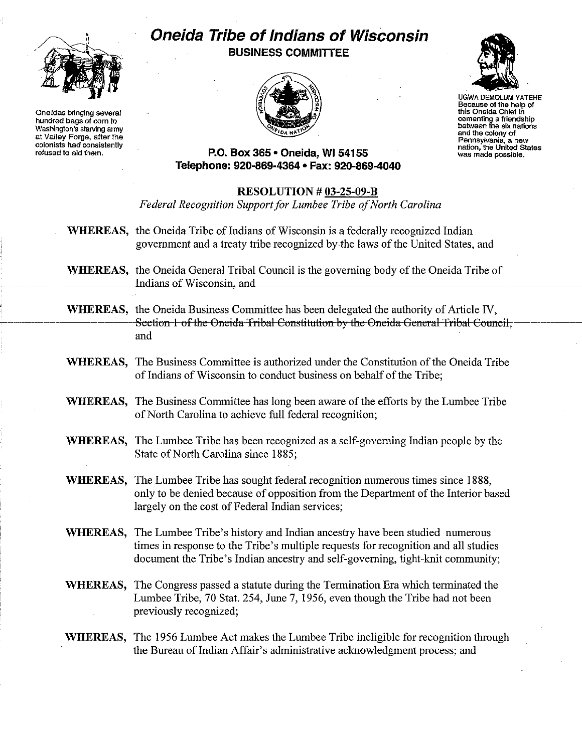# Oneida Tribe of Indians of Wisconsin

**BUSINESS COMMITTEE**

Oneidas bringing several hundred bags of corn to Washington's starving army at Valley Forge, after the colonists had consistently refused to aid them.

UGWA DEMOLUM YATEHE Because of the help of this Oneida Chief in cementing a friendship between the six nations and the colony of Pennsylvania, a new nation, the United States was made possible.

**P.O. Box 365 • Oneida, WI 54155**
**Telephone: 920-869-4364 • Fax: 920-869-4040**

## RESOLUTION # 03-25-09-B

*Federal Recognition Support for Lumbee Tribe of North Carolina*

**WHEREAS,** the Oneida Tribe of Indians of Wisconsin is a federally recognized Indian government and a treaty tribe recognized by the laws of the United States, and

**WHEREAS,** the Oneida General Tribal Council is the governing body of the Oneida Tribe of Indians of Wisconsin, and

**WHEREAS,** the Oneida Business Committee has been delegated the authority of Article IV, Section 1 of the Oneida Tribal Constitution by the Oneida General Tribal Council, and

**WHEREAS,** The Business Committee is authorized under the Constitution of the Oneida Tribe of Indians of Wisconsin to conduct business on behalf of the Tribe;

**WHEREAS,** The Business Committee has long been aware of the efforts by the Lumbee Tribe of North Carolina to achieve full federal recognition;

**WHEREAS,** The Lumbee Tribe has been recognized as a self-governing Indian people by the State of North Carolina since 1885;

**WHEREAS,** The Lumbee Tribe has sought federal recognition numerous times since 1888, only to be denied because of opposition from the Department of the Interior based largely on the cost of Federal Indian services;

**WHEREAS,** The Lumbee Tribe's history and Indian ancestry have been studied numerous times in response to the Tribe's multiple requests for recognition and all studies document the Tribe's Indian ancestry and self-governing, tight-knit community;

**WHEREAS,** The Congress passed a statute during the Termination Era which terminated the Lumbee Tribe, 70 Stat. 254, June 7, 1956, even though the Tribe had not been previously recognized;

**WHEREAS,** The 1956 Lumbee Act makes the Lumbee Tribe ineligible for recognition through the Bureau of Indian Affair's administrative acknowledgment process; and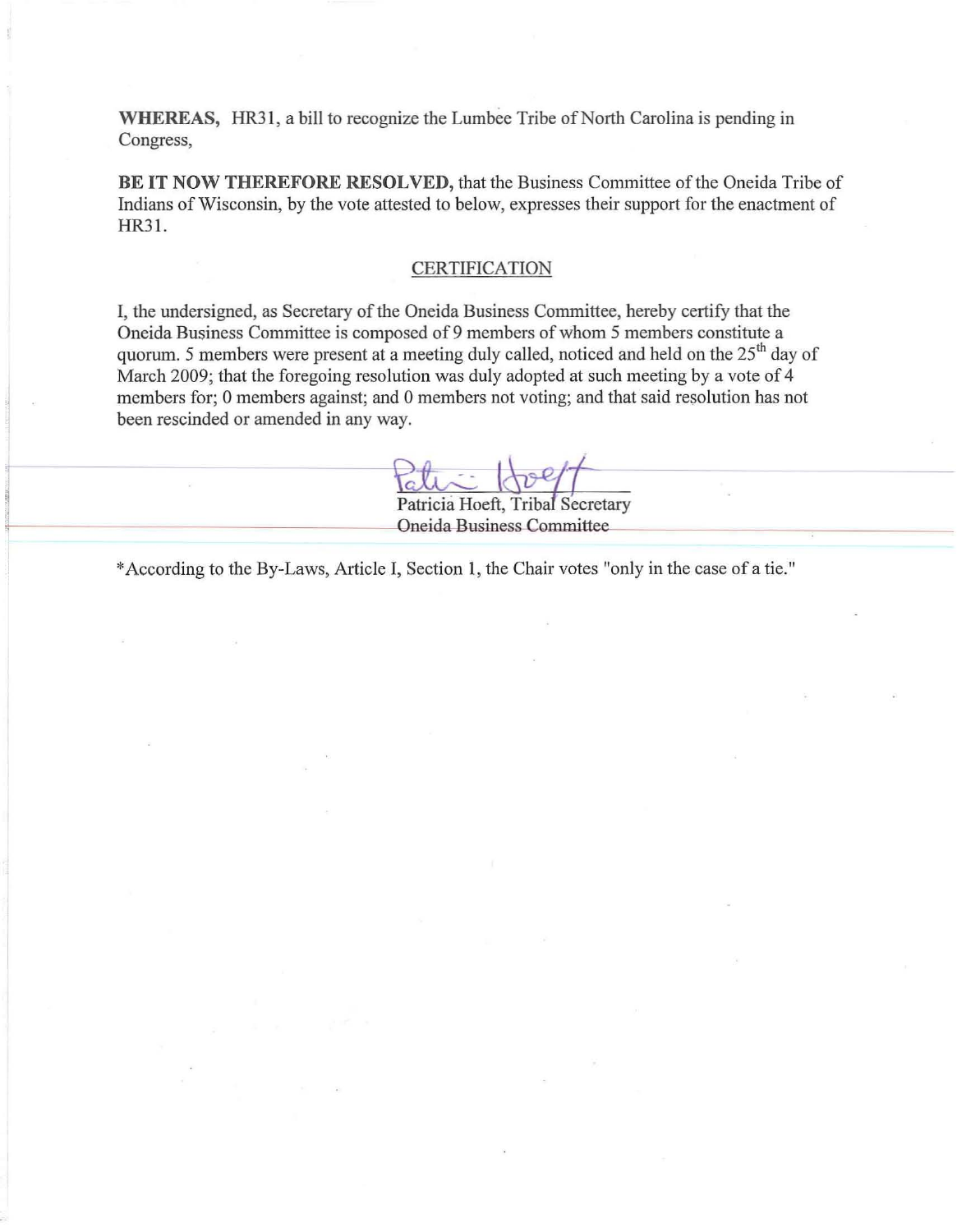**WHEREAS,** HR31, a bill to recognize the Lumbee Tribe of North Carolina is pending in Congress,

**BE IT NOW THEREFORE RESOLVED,** that the Business Committee of the Oneida Tribe of Indians of Wisconsin, by the vote attested to below, expresses their support for the enactment of HR31.

## CERTIFICATION

I, the undersigned, as Secretary of the Oneida Business Committee, hereby certify that the Oneida Business Committee is composed of 9 members of whom 5 members constitute a quorum. 5 members were present at a meeting duly called, noticed and held on the 25th day of March 2009; that the foregoing resolution was duly adopted at such meeting by a vote of 4 members for; 0 members against; and 0 members not voting; and that said resolution has not been rescinded or amended in any way.

Patricia Hoeft, Tribal Secretary
Oneida Business Committee

*According to the By-Laws, Article I, Section 1, the Chair votes "only in the case of a tie."